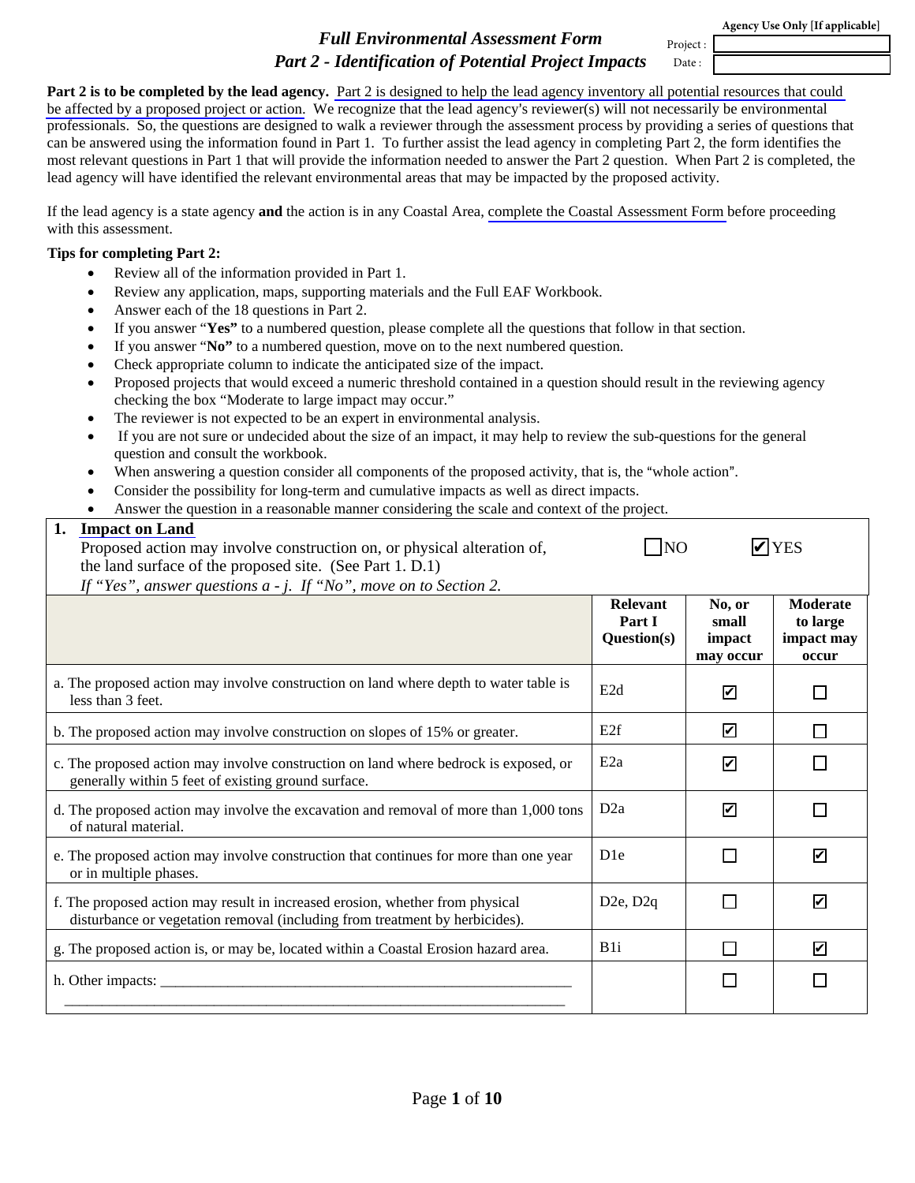# Full Environmental Assessment Form
## Part 2 - Identification of Potential Project Impacts

Agency Use Only [If applicable]

Project :

Date :

**Part 2 is to be completed by the lead agency.** Part 2 is designed to help the lead agency inventory all potential resources that could be affected by a proposed project or action. We recognize that the lead agency's reviewer(s) will not necessarily be environmental professionals. So, the questions are designed to walk a reviewer through the assessment process by providing a series of questions that can be answered using the information found in Part 1. To further assist the lead agency in completing Part 2, the form identifies the most relevant questions in Part 1 that will provide the information needed to answer the Part 2 question. When Part 2 is completed, the lead agency will have identified the relevant environmental areas that may be impacted by the proposed activity.

If the lead agency is a state agency **and** the action is in any Coastal Area, complete the Coastal Assessment Form before proceeding with this assessment.

**Tips for completing Part 2:**

- Review all of the information provided in Part 1.
- Review any application, maps, supporting materials and the Full EAF Workbook.
- Answer each of the 18 questions in Part 2.
- If you answer "**Yes"** to a numbered question, please complete all the questions that follow in that section.
- If you answer "**No"** to a numbered question, move on to the next numbered question.
- Check appropriate column to indicate the anticipated size of the impact.
- Proposed projects that would exceed a numeric threshold contained in a question should result in the reviewing agency checking the box "Moderate to large impact may occur."
- The reviewer is not expected to be an expert in environmental analysis.
- If you are not sure or undecided about the size of an impact, it may help to review the sub-questions for the general question and consult the workbook.
- When answering a question consider all components of the proposed activity, that is, the "whole action".
- Consider the possibility for long-term and cumulative impacts as well as direct impacts.
- Answer the question in a reasonable manner considering the scale and context of the project.

**1. Impact on Land**

Proposed action may involve construction on, or physical alteration of, the land surface of the proposed site. (See Part 1. D.1) ☐ NO ☑ YES

*If "Yes", answer questions a - j. If "No", move on to Section 2.*

| | Relevant Part I Question(s) | No, or small impact may occur | Moderate to large impact may occur |
|---|---|---|---|
| a. The proposed action may involve construction on land where depth to water table is less than 3 feet. | E2d | ☑ | ☐ |
| b. The proposed action may involve construction on slopes of 15% or greater. | E2f | ☑ | ☐ |
| c. The proposed action may involve construction on land where bedrock is exposed, or generally within 5 feet of existing ground surface. | E2a | ☑ | ☐ |
| d. The proposed action may involve the excavation and removal of more than 1,000 tons of natural material. | D2a | ☑ | ☐ |
| e. The proposed action may involve construction that continues for more than one year or in multiple phases. | D1e | ☐ | ☑ |
| f. The proposed action may result in increased erosion, whether from physical disturbance or vegetation removal (including from treatment by herbicides). | D2e, D2q | ☐ | ☑ |
| g. The proposed action is, or may be, located within a Coastal Erosion hazard area. | B1i | ☐ | ☑ |
| h. Other impacts: _______________________________________________ | | ☐ | ☐ |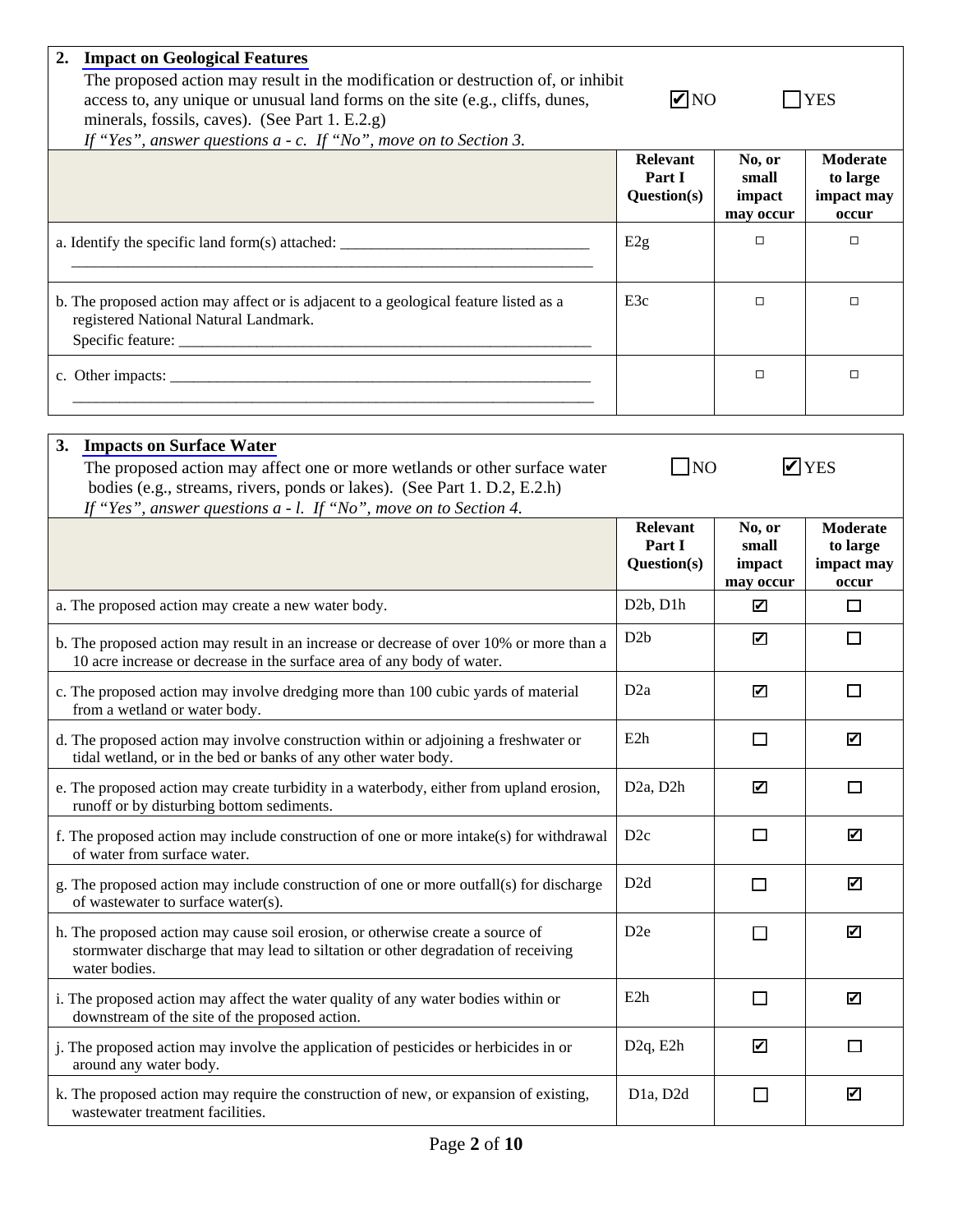## 2. Impact on Geological Features

The proposed action may result in the modification or destruction of, or inhibit access to, any unique or unusual land forms on the site (e.g., cliffs, dunes, minerals, fossils, caves). (See Part 1. E.2.g)

☑ NO ☐ YES

*If "Yes", answer questions a - c. If "No", move on to Section 3.*

| | Relevant Part I Question(s) | No, or small impact may occur | Moderate to large impact may occur |
|---|---|---|---|
| a. Identify the specific land form(s) attached: ________________________________ ____________________________________________________________________ | E2g | ☐ | ☐ |
| b. The proposed action may affect or is adjacent to a geological feature listed as a registered National Natural Landmark. Specific feature: _______________________________________________________ | E3c | ☐ | ☐ |
| c. Other impacts: _________________________________________________________ ____________________________________________________________________ | | ☐ | ☐ |

## 3. Impacts on Surface Water

The proposed action may affect one or more wetlands or other surface water bodies (e.g., streams, rivers, ponds or lakes). (See Part 1. D.2, E.2.h)

☐ NO ☑ YES

*If "Yes", answer questions a - l. If "No", move on to Section 4.*

| | Relevant Part I Question(s) | No, or small impact may occur | Moderate to large impact may occur |
|---|---|---|---|
| a. The proposed action may create a new water body. | D2b, D1h | ☑ | ☐ |
| b. The proposed action may result in an increase or decrease of over 10% or more than a 10 acre increase or decrease in the surface area of any body of water. | D2b | ☑ | ☐ |
| c. The proposed action may involve dredging more than 100 cubic yards of material from a wetland or water body. | D2a | ☑ | ☐ |
| d. The proposed action may involve construction within or adjoining a freshwater or tidal wetland, or in the bed or banks of any other water body. | E2h | ☐ | ☑ |
| e. The proposed action may create turbidity in a waterbody, either from upland erosion, runoff or by disturbing bottom sediments. | D2a, D2h | ☑ | ☐ |
| f. The proposed action may include construction of one or more intake(s) for withdrawal of water from surface water. | D2c | ☐ | ☑ |
| g. The proposed action may include construction of one or more outfall(s) for discharge of wastewater to surface water(s). | D2d | ☐ | ☑ |
| h. The proposed action may cause soil erosion, or otherwise create a source of stormwater discharge that may lead to siltation or other degradation of receiving water bodies. | D2e | ☐ | ☑ |
| i. The proposed action may affect the water quality of any water bodies within or downstream of the site of the proposed action. | E2h | ☐ | ☑ |
| j. The proposed action may involve the application of pesticides or herbicides in or around any water body. | D2q, E2h | ☑ | ☐ |
| k. The proposed action may require the construction of new, or expansion of existing, wastewater treatment facilities. | D1a, D2d | ☐ | ☑ |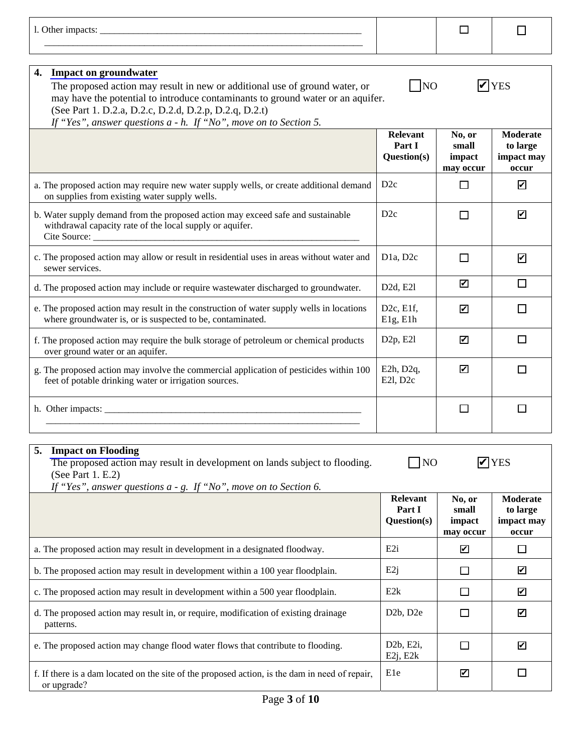| | | | |
|---|---|---|---|
| l. Other impacts: ______________________________________________________ ______________________________________________________________ | | ☐ | ☐ |

**4. Impact on groundwater**
The proposed action may result in new or additional use of ground water, or may have the potential to introduce contaminants to ground water or an aquifer. (See Part 1. D.2.a, D.2.c, D.2.d, D.2.p, D.2.q, D.2.t)
☐ NO ☑ YES
*If "Yes", answer questions a - h. If "No", move on to Section 5.*

| | Relevant Part I Question(s) | No, or small impact may occur | Moderate to large impact may occur |
|---|---|---|---|
| a. The proposed action may require new water supply wells, or create additional demand on supplies from existing water supply wells. | D2c | ☐ | ☑ |
| b. Water supply demand from the proposed action may exceed safe and sustainable withdrawal capacity rate of the local supply or aquifer. Cite Source: ______________________________________________________ | D2c | ☐ | ☑ |
| c. The proposed action may allow or result in residential uses in areas without water and sewer services. | D1a, D2c | ☐ | ☑ |
| d. The proposed action may include or require wastewater discharged to groundwater. | D2d, E2l | ☑ | ☐ |
| e. The proposed action may result in the construction of water supply wells in locations where groundwater is, or is suspected to be, contaminated. | D2c, E1f, E1g, E1h | ☑ | ☐ |
| f. The proposed action may require the bulk storage of petroleum or chemical products over ground water or an aquifer. | D2p, E2l | ☑ | ☐ |
| g. The proposed action may involve the commercial application of pesticides within 100 feet of potable drinking water or irrigation sources. | E2h, D2q, E2l, D2c | ☑ | ☐ |
| h. Other impacts: ______________________________________________________ ______________________________________________________________ | | ☐ | ☐ |

**5. Impact on Flooding**
The proposed action may result in development on lands subject to flooding. (See Part 1. E.2)
☐ NO ☑ YES
*If "Yes", answer questions a - g. If "No", move on to Section 6.*

| | Relevant Part I Question(s) | No, or small impact may occur | Moderate to large impact may occur |
|---|---|---|---|
| a. The proposed action may result in development in a designated floodway. | E2i | ☑ | ☐ |
| b. The proposed action may result in development within a 100 year floodplain. | E2j | ☐ | ☑ |
| c. The proposed action may result in development within a 500 year floodplain. | E2k | ☐ | ☑ |
| d. The proposed action may result in, or require, modification of existing drainage patterns. | D2b, D2e | ☐ | ☑ |
| e. The proposed action may change flood water flows that contribute to flooding. | D2b, E2i, E2j, E2k | ☐ | ☑ |
| f. If there is a dam located on the site of the proposed action, is the dam in need of repair, or upgrade? | E1e | ☑ | ☐ |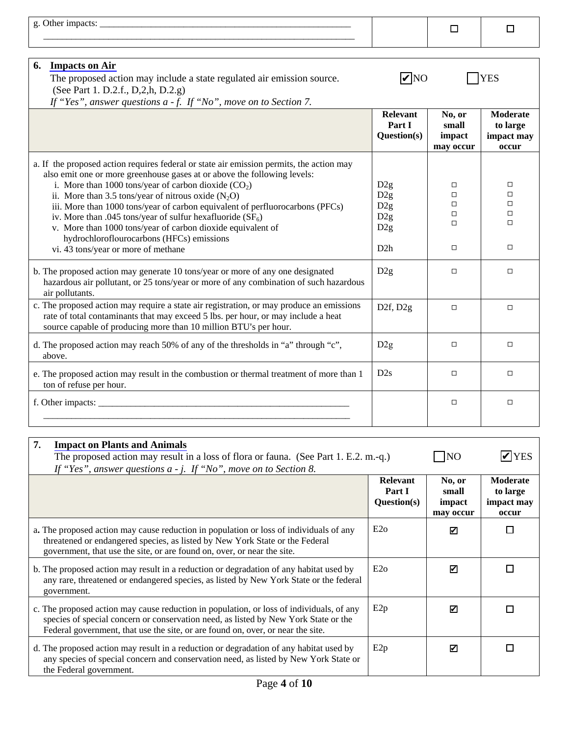| g. Other impacts: ___________________________________________________ ___________________________________________________________ | | ☐ | ☐ |
|---|---|---|---|

## 6. Impacts on Air

The proposed action may include a state regulated air emission source. (See Part 1. D.2.f., D,2,h, D.2.g)  ☑ NO  ☐ YES

*If "Yes", answer questions a - f. If "No", move on to Section 7.*

| | Relevant Part I Question(s) | No, or small impact may occur | Moderate to large impact may occur |
|---|---|---|---|
| a. If the proposed action requires federal or state air emission permits, the action may also emit one or more greenhouse gases at or above the following levels: | | | |
| i. More than 1000 tons/year of carbon dioxide ($CO_2$) | D2g | ☐ | ☐ |
| ii. More than 3.5 tons/year of nitrous oxide ($N_2O$) | D2g | ☐ | ☐ |
| iii. More than 1000 tons/year of carbon equivalent of perfluorocarbons (PFCs) | D2g | ☐ | ☐ |
| iv. More than .045 tons/year of sulfur hexafluoride ($SF_6$) | D2g | ☐ | ☐ |
| v. More than 1000 tons/year of carbon dioxide equivalent of hydrochloroflourocarbons (HFCs) emissions | D2g | ☐ | ☐ |
| vi. 43 tons/year or more of methane | D2h | ☐ | ☐ |
| b. The proposed action may generate 10 tons/year or more of any one designated hazardous air pollutant, or 25 tons/year or more of any combination of such hazardous air pollutants. | D2g | ☐ | ☐ |
| c. The proposed action may require a state air registration, or may produce an emissions rate of total contaminants that may exceed 5 lbs. per hour, or may include a heat source capable of producing more than 10 million BTU's per hour. | D2f, D2g | ☐ | ☐ |
| d. The proposed action may reach 50% of any of the thresholds in "a" through "c", above. | D2g | ☐ | ☐ |
| e. The proposed action may result in the combustion or thermal treatment of more than 1 ton of refuse per hour. | D2s | ☐ | ☐ |
| f. Other impacts: ___________________________________________________ ___________________________________________________________ | | ☐ | ☐ |

## 7. Impact on Plants and Animals

The proposed action may result in a loss of flora or fauna. (See Part 1. E.2. m.-q.)  ☐ NO  ☑ YES

*If "Yes", answer questions a - j. If "No", move on to Section 8.*

| | Relevant Part I Question(s) | No, or small impact may occur | Moderate to large impact may occur |
|---|---|---|---|
| **a.** The proposed action may cause reduction in population or loss of individuals of any threatened or endangered species, as listed by New York State or the Federal government, that use the site, or are found on, over, or near the site. | E2o | ☑ | ☐ |
| b. The proposed action may result in a reduction or degradation of any habitat used by any rare, threatened or endangered species, as listed by New York State or the federal government. | E2o | ☑ | ☐ |
| c. The proposed action may cause reduction in population, or loss of individuals, of any species of special concern or conservation need, as listed by New York State or the Federal government, that use the site, or are found on, over, or near the site. | E2p | ☑ | ☐ |
| d. The proposed action may result in a reduction or degradation of any habitat used by any species of special concern and conservation need, as listed by New York State or the Federal government. | E2p | ☑ | ☐ |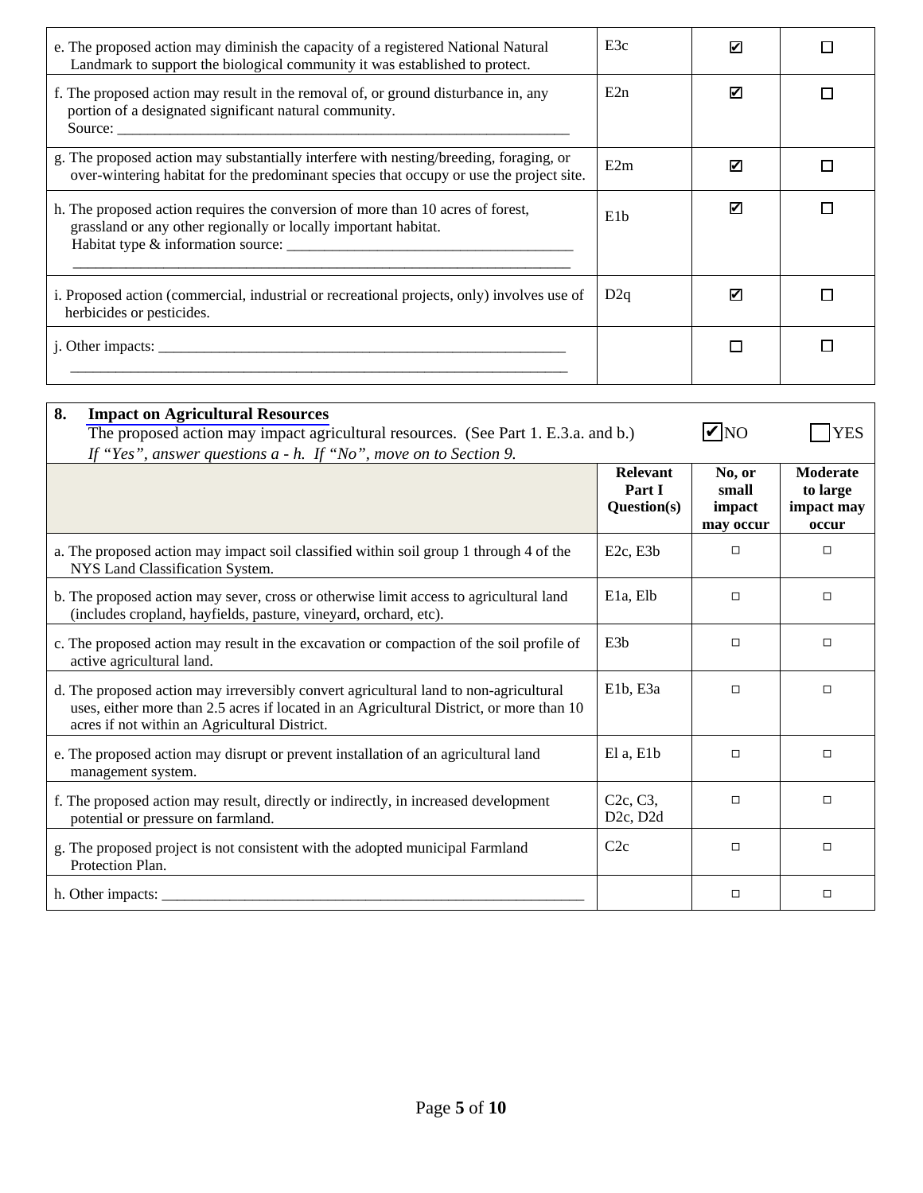| | | | |
|---|---|---|---|
| e. The proposed action may diminish the capacity of a registered National Natural Landmark to support the biological community it was established to protect. | E3c | ☑ | ☐ |
| f. The proposed action may result in the removal of, or ground disturbance in, any portion of a designated significant natural community. Source: _______________ | E2n | ☑ | ☐ |
| g. The proposed action may substantially interfere with nesting/breeding, foraging, or over-wintering habitat for the predominant species that occupy or use the project site. | E2m | ☑ | ☐ |
| h. The proposed action requires the conversion of more than 10 acres of forest, grassland or any other regionally or locally important habitat. Habitat type & information source: _______________ | E1b | ☑ | ☐ |
| i. Proposed action (commercial, industrial or recreational projects, only) involves use of herbicides or pesticides. | D2q | ☑ | ☐ |
| j. Other impacts: _______________ | | ☐ | ☐ |

**8. Impact on Agricultural Resources**

The proposed action may impact agricultural resources. (See Part 1. E.3.a. and b.) ☑ NO ☐ YES

*If "Yes", answer questions a - h. If "No", move on to Section 9.*

| | Relevant Part I Question(s) | No, or small impact may occur | Moderate to large impact may occur |
|---|---|---|---|
| a. The proposed action may impact soil classified within soil group 1 through 4 of the NYS Land Classification System. | E2c, E3b | ☐ | ☐ |
| b. The proposed action may sever, cross or otherwise limit access to agricultural land (includes cropland, hayfields, pasture, vineyard, orchard, etc). | E1a, Elb | ☐ | ☐ |
| c. The proposed action may result in the excavation or compaction of the soil profile of active agricultural land. | E3b | ☐ | ☐ |
| d. The proposed action may irreversibly convert agricultural land to non-agricultural uses, either more than 2.5 acres if located in an Agricultural District, or more than 10 acres if not within an Agricultural District. | E1b, E3a | ☐ | ☐ |
| e. The proposed action may disrupt or prevent installation of an agricultural land management system. | El a, E1b | ☐ | ☐ |
| f. The proposed action may result, directly or indirectly, in increased development potential or pressure on farmland. | C2c, C3, D2c, D2d | ☐ | ☐ |
| g. The proposed project is not consistent with the adopted municipal Farmland Protection Plan. | C2c | ☐ | ☐ |
| h. Other impacts: _______________ | | ☐ | ☐ |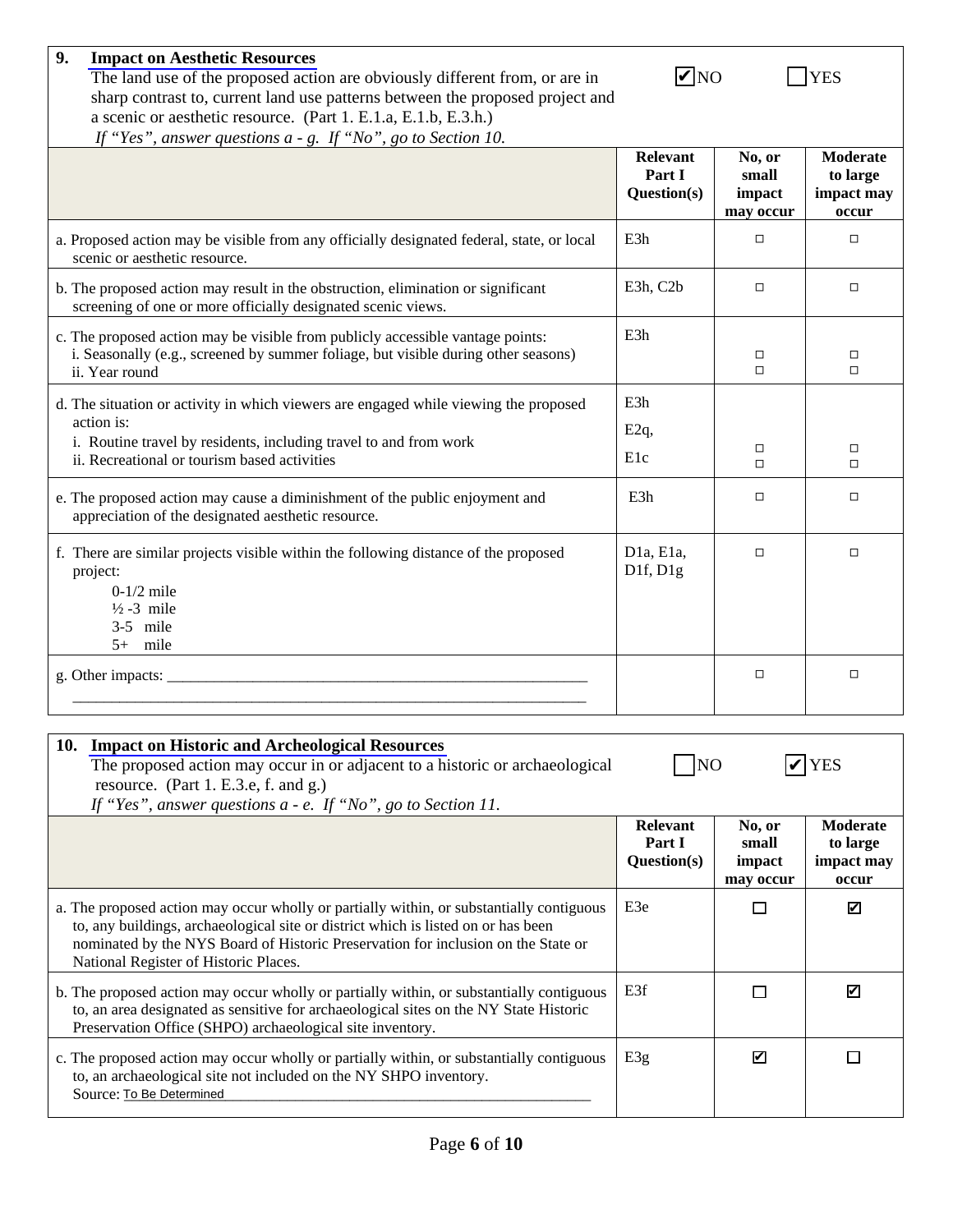## 9. Impact on Aesthetic Resources

The land use of the proposed action are obviously different from, or are in sharp contrast to, current land use patterns between the proposed project and a scenic or aesthetic resource. (Part 1. E.1.a, E.1.b, E.3.h.)

☑ NO ☐ YES

*If "Yes", answer questions a - g. If "No", go to Section 10.*

| | Relevant Part I Question(s) | No, or small impact may occur | Moderate to large impact may occur |
|---|---|---|---|
| a. Proposed action may be visible from any officially designated federal, state, or local scenic or aesthetic resource. | E3h | ☐ | ☐ |
| b. The proposed action may result in the obstruction, elimination or significant screening of one or more officially designated scenic views. | E3h, C2b | ☐ | ☐ |
| c. The proposed action may be visible from publicly accessible vantage points:<br>i. Seasonally (e.g., screened by summer foliage, but visible during other seasons)<br>ii. Year round | E3h | ☐<br>☐ | ☐<br>☐ |
| d. The situation or activity in which viewers are engaged while viewing the proposed action is:<br>i. Routine travel by residents, including travel to and from work<br>ii. Recreational or tourism based activities | E3h<br>E2q,<br>E1c | ☐<br>☐ | ☐<br>☐ |
| e. The proposed action may cause a diminishment of the public enjoyment and appreciation of the designated aesthetic resource. | E3h | ☐ | ☐ |
| f. There are similar projects visible within the following distance of the proposed project:<br>0-1/2 mile<br>½ -3 mile<br>3-5 mile<br>5+ mile | D1a, E1a, D1f, D1g | ☐ | ☐ |
| g. Other impacts: ______________________________________________ | | ☐ | ☐ |

## 10. Impact on Historic and Archeological Resources

The proposed action may occur in or adjacent to a historic or archaeological resource. (Part 1. E.3.e, f. and g.)

☐ NO ☑ YES

*If "Yes", answer questions a - e. If "No", go to Section 11.*

| | Relevant Part I Question(s) | No, or small impact may occur | Moderate to large impact may occur |
|---|---|---|---|
| a. The proposed action may occur wholly or partially within, or substantially contiguous to, any buildings, archaeological site or district which is listed on or has been nominated by the NYS Board of Historic Preservation for inclusion on the State or National Register of Historic Places. | E3e | ☐ | ☑ |
| b. The proposed action may occur wholly or partially within, or substantially contiguous to, an area designated as sensitive for archaeological sites on the NY State Historic Preservation Office (SHPO) archaeological site inventory. | E3f | ☐ | ☑ |
| c. The proposed action may occur wholly or partially within, or substantially contiguous to, an archaeological site not included on the NY SHPO inventory.<br>Source: To Be Determined | E3g | ☑ | ☐ |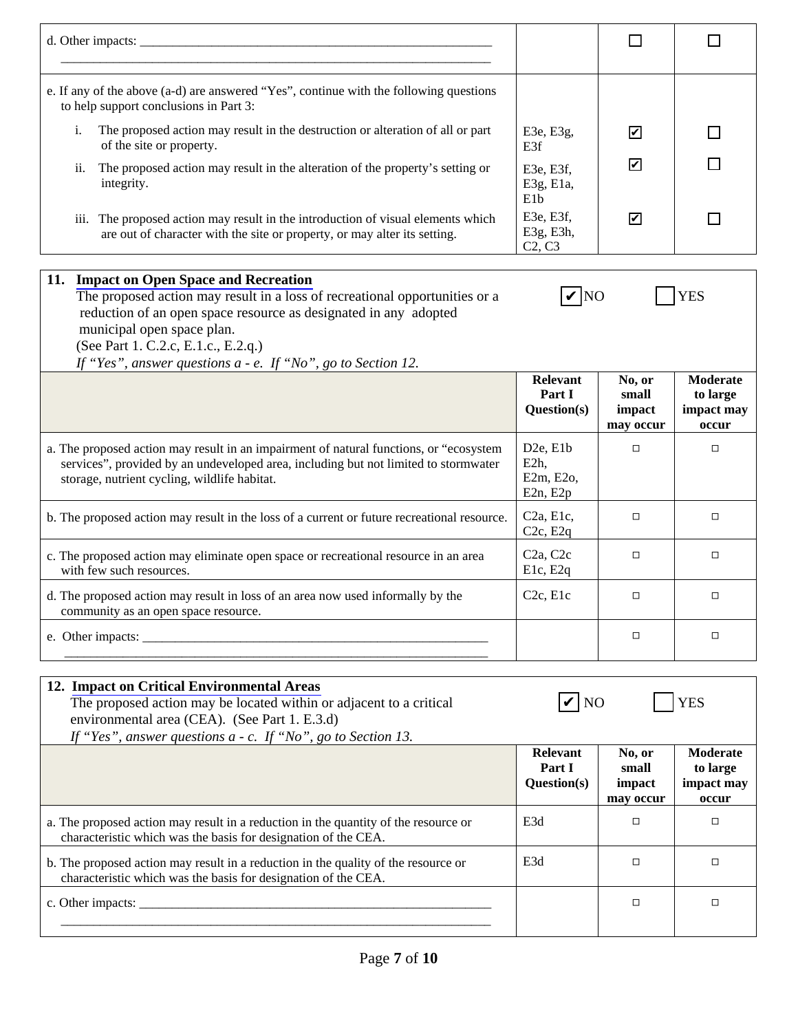| | | | |
|---|---|---|---|
| d. Other impacts: _______________________________________________ | | ☐ | ☐ |
| e. If any of the above (a-d) are answered "Yes", continue with the following questions to help support conclusions in Part 3: | | | |
| i. The proposed action may result in the destruction or alteration of all or part of the site or property. | E3e, E3g, E3f | ☑ | ☐ |
| ii. The proposed action may result in the alteration of the property's setting or integrity. | E3e, E3f, E3g, E1a, E1b | ☑ | ☐ |
| iii. The proposed action may result in the introduction of visual elements which are out of character with the site or property, or may alter its setting. | E3e, E3f, E3g, E3h, C2, C3 | ☑ | ☐ |

**11. Impact on Open Space and Recreation**

The proposed action may result in a loss of recreational opportunities or a reduction of an open space resource as designated in any adopted municipal open space plan.
(See Part 1. C.2.c, E.1.c., E.2.q.)
*If "Yes", answer questions a - e. If "No", go to Section 12.*

☑ NO ☐ YES

| | Relevant Part I Question(s) | No, or small impact may occur | Moderate to large impact may occur |
|---|---|---|---|
| a. The proposed action may result in an impairment of natural functions, or "ecosystem services", provided by an undeveloped area, including but not limited to stormwater storage, nutrient cycling, wildlife habitat. | D2e, E1b E2h, E2m, E2o, E2n, E2p | ☐ | ☐ |
| b. The proposed action may result in the loss of a current or future recreational resource. | C2a, E1c, C2c, E2q | ☐ | ☐ |
| c. The proposed action may eliminate open space or recreational resource in an area with few such resources. | C2a, C2c E1c, E2q | ☐ | ☐ |
| d. The proposed action may result in loss of an area now used informally by the community as an open space resource. | C2c, E1c | ☐ | ☐ |
| e. Other impacts: _______________________________________________ | | ☐ | ☐ |

**12. Impact on Critical Environmental Areas**

The proposed action may be located within or adjacent to a critical environmental area (CEA). (See Part 1. E.3.d)
*If "Yes", answer questions a - c. If "No", go to Section 13.*

☑ NO ☐ YES

| | Relevant Part I Question(s) | No, or small impact may occur | Moderate to large impact may occur |
|---|---|---|---|
| a. The proposed action may result in a reduction in the quantity of the resource or characteristic which was the basis for designation of the CEA. | E3d | ☐ | ☐ |
| b. The proposed action may result in a reduction in the quality of the resource or characteristic which was the basis for designation of the CEA. | E3d | ☐ | ☐ |
| c. Other impacts: _______________________________________________ | | ☐ | ☐ |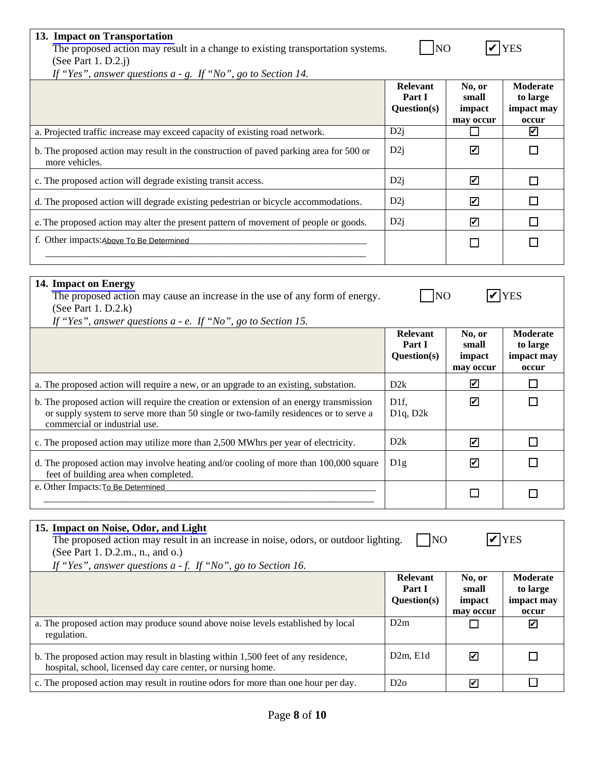## 13. Impact on Transportation

The proposed action may result in a change to existing transportation systems. ☐ NO ☑ YES
(See Part 1. D.2.j)
*If "Yes", answer questions a - g. If "No", go to Section 14.*

| | Relevant Part I Question(s) | No, or small impact may occur | Moderate to large impact may occur |
|---|---|---|---|
| a. Projected traffic increase may exceed capacity of existing road network. | D2j | ☐ | ☑ |
| b. The proposed action may result in the construction of paved parking area for 500 or more vehicles. | D2j | ☑ | ☐ |
| c. The proposed action will degrade existing transit access. | D2j | ☑ | ☐ |
| d. The proposed action will degrade existing pedestrian or bicycle accommodations. | D2j | ☑ | ☐ |
| e. The proposed action may alter the present pattern of movement of people or goods. | D2j | ☑ | ☐ |
| f. Other impacts: Above To Be Determined | | ☐ | ☐ |

## 14. Impact on Energy

The proposed action may cause an increase in the use of any form of energy. ☐ NO ☑ YES
(See Part 1. D.2.k)
*If "Yes", answer questions a - e. If "No", go to Section 15.*

| | Relevant Part I Question(s) | No, or small impact may occur | Moderate to large impact may occur |
|---|---|---|---|
| a. The proposed action will require a new, or an upgrade to an existing, substation. | D2k | ☑ | ☐ |
| b. The proposed action will require the creation or extension of an energy transmission or supply system to serve more than 50 single or two-family residences or to serve a commercial or industrial use. | D1f, D1q, D2k | ☑ | ☐ |
| c. The proposed action may utilize more than 2,500 MWhrs per year of electricity. | D2k | ☑ | ☐ |
| d. The proposed action may involve heating and/or cooling of more than 100,000 square feet of building area when completed. | D1g | ☑ | ☐ |
| e. Other Impacts: To Be Determined | | ☐ | ☐ |

## 15. Impact on Noise, Odor, and Light

The proposed action may result in an increase in noise, odors, or outdoor lighting. ☐ NO ☑ YES
(See Part 1. D.2.m., n., and o.)
*If "Yes", answer questions a - f. If "No", go to Section 16.*

| | Relevant Part I Question(s) | No, or small impact may occur | Moderate to large impact may occur |
|---|---|---|---|
| a. The proposed action may produce sound above noise levels established by local regulation. | D2m | ☐ | ☑ |
| b. The proposed action may result in blasting within 1,500 feet of any residence, hospital, school, licensed day care center, or nursing home. | D2m, E1d | ☑ | ☐ |
| c. The proposed action may result in routine odors for more than one hour per day. | D2o | ☑ | ☐ |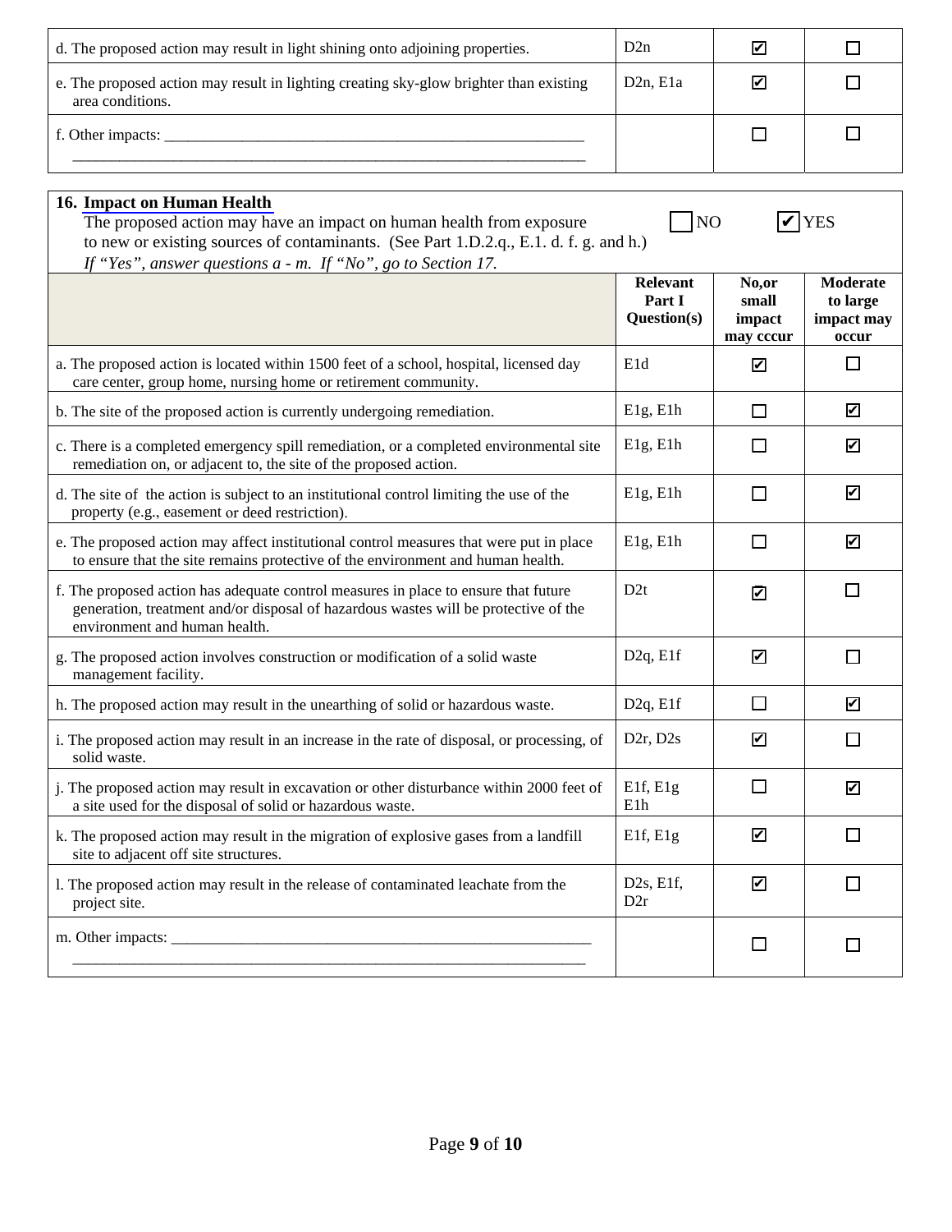| | | | |
|---|---|---|---|
| d. The proposed action may result in light shining onto adjoining properties. | D2n | ☑ | ☐ |
| e. The proposed action may result in lighting creating sky-glow brighter than existing area conditions. | D2n, E1a | ☑ | ☐ |
| f. Other impacts: _______________________________________________ | | ☐ | ☐ |

**16. Impact on Human Health**

The proposed action may have an impact on human health from exposure to new or existing sources of contaminants. (See Part 1.D.2.q., E.1. d. f. g. and h.) ☐ NO ☑ YES

*If "Yes", answer questions a - m. If "No", go to Section 17.*

| | Relevant Part I Question(s) | No,or small impact may cccur | Moderate to large impact may occur |
|---|---|---|---|
| a. The proposed action is located within 1500 feet of a school, hospital, licensed day care center, group home, nursing home or retirement community. | E1d | ☑ | ☐ |
| b. The site of the proposed action is currently undergoing remediation. | E1g, E1h | ☐ | ☑ |
| c. There is a completed emergency spill remediation, or a completed environmental site remediation on, or adjacent to, the site of the proposed action. | E1g, E1h | ☐ | ☑ |
| d. The site of the action is subject to an institutional control limiting the use of the property (e.g., easement or deed restriction). | E1g, E1h | ☐ | ☑ |
| e. The proposed action may affect institutional control measures that were put in place to ensure that the site remains protective of the environment and human health. | E1g, E1h | ☐ | ☑ |
| f. The proposed action has adequate control measures in place to ensure that future generation, treatment and/or disposal of hazardous wastes will be protective of the environment and human health. | D2t | ☑ | ☐ |
| g. The proposed action involves construction or modification of a solid waste management facility. | D2q, E1f | ☑ | ☐ |
| h. The proposed action may result in the unearthing of solid or hazardous waste. | D2q, E1f | ☐ | ☑ |
| i. The proposed action may result in an increase in the rate of disposal, or processing, of solid waste. | D2r, D2s | ☑ | ☐ |
| j. The proposed action may result in excavation or other disturbance within 2000 feet of a site used for the disposal of solid or hazardous waste. | E1f, E1g E1h | ☐ | ☑ |
| k. The proposed action may result in the migration of explosive gases from a landfill site to adjacent off site structures. | E1f, E1g | ☑ | ☐ |
| l. The proposed action may result in the release of contaminated leachate from the project site. | D2s, E1f, D2r | ☑ | ☐ |
| m. Other impacts: _______________________________________________ | | ☐ | ☐ |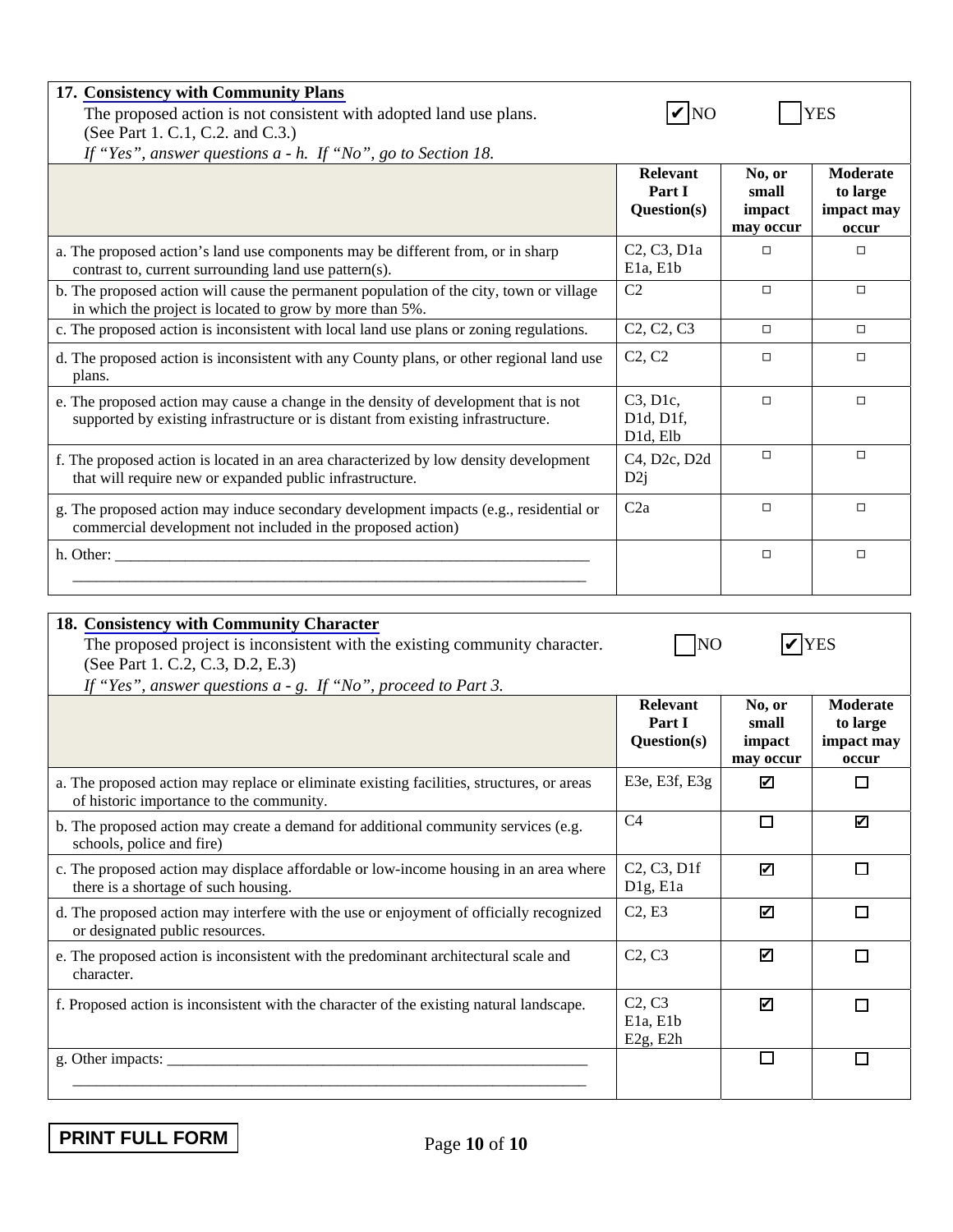**17. Consistency with Community Plans**

The proposed action is not consistent with adopted land use plans. ☑ NO ☐ YES

(See Part 1. C.1, C.2. and C.3.)

*If "Yes", answer questions a - h. If "No", go to Section 18.*

| | Relevant Part I Question(s) | No, or small impact may occur | Moderate to large impact may occur |
|---|---|---|---|
| a. The proposed action's land use components may be different from, or in sharp contrast to, current surrounding land use pattern(s). | C2, C3, D1a E1a, E1b | ☐ | ☐ |
| b. The proposed action will cause the permanent population of the city, town or village in which the project is located to grow by more than 5%. | C2 | ☐ | ☐ |
| c. The proposed action is inconsistent with local land use plans or zoning regulations. | C2, C2, C3 | ☐ | ☐ |
| d. The proposed action is inconsistent with any County plans, or other regional land use plans. | C2, C2 | ☐ | ☐ |
| e. The proposed action may cause a change in the density of development that is not supported by existing infrastructure or is distant from existing infrastructure. | C3, D1c, D1d, D1f, D1d, Elb | ☐ | ☐ |
| f. The proposed action is located in an area characterized by low density development that will require new or expanded public infrastructure. | C4, D2c, D2d D2j | ☐ | ☐ |
| g. The proposed action may induce secondary development impacts (e.g., residential or commercial development not included in the proposed action) | C2a | ☐ | ☐ |
| h. Other: ___ | | ☐ | ☐ |

**18. Consistency with Community Character**

The proposed project is inconsistent with the existing community character. ☐ NO ☑ YES

(See Part 1. C.2, C.3, D.2, E.3)

*If "Yes", answer questions a - g. If "No", proceed to Part 3.*

| | Relevant Part I Question(s) | No, or small impact may occur | Moderate to large impact may occur |
|---|---|---|---|
| a. The proposed action may replace or eliminate existing facilities, structures, or areas of historic importance to the community. | E3e, E3f, E3g | ☑ | ☐ |
| b. The proposed action may create a demand for additional community services (e.g. schools, police and fire) | C4 | ☐ | ☑ |
| c. The proposed action may displace affordable or low-income housing in an area where there is a shortage of such housing. | C2, C3, D1f D1g, E1a | ☑ | ☐ |
| d. The proposed action may interfere with the use or enjoyment of officially recognized or designated public resources. | C2, E3 | ☑ | ☐ |
| e. The proposed action is inconsistent with the predominant architectural scale and character. | C2, C3 | ☑ | ☐ |
| f. Proposed action is inconsistent with the character of the existing natural landscape. | C2, C3 E1a, E1b E2g, E2h | ☑ | ☐ |
| g. Other impacts: ___ | | ☐ | ☐ |

PRINT FULL FORM